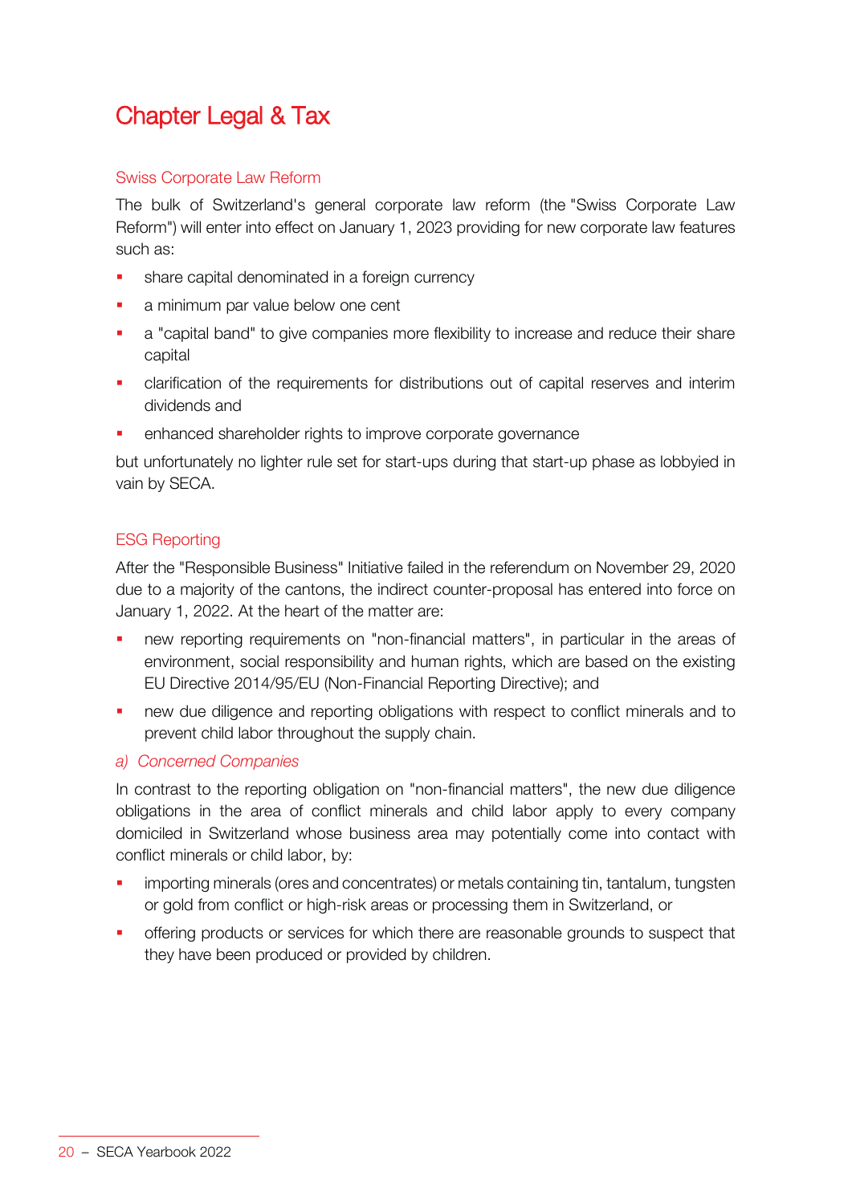# Chapter Legal & Tax

## Swiss Corporate Law Reform

The bulk of Switzerland's general corporate law reform (the "Swiss Corporate Law Reform") will enter into effect on January 1, 2023 providing for new corporate law features such as:

- share capital denominated in a foreign currency
- a minimum par value below one cent
- a "capital band" to give companies more flexibility to increase and reduce their share capital
- clarification of the requirements for distributions out of capital reserves and interim dividends and
- enhanced shareholder rights to improve corporate governance

but unfortunately no lighter rule set for start-ups during that start-up phase as lobbyied in vain by SECA.

## ESG Reporting

After the "Responsible Business" Initiative failed in the referendum on November 29, 2020 due to a majority of the cantons, the indirect counter-proposal has entered into force on January 1, 2022. At the heart of the matter are:

- new reporting requirements on "non-financial matters", in particular in the areas of environment, social responsibility and human rights, which are based on the existing EU Directive 2014/95/EU (Non-Financial Reporting Directive); and
- new due diligence and reporting obligations with respect to conflict minerals and to prevent child labor throughout the supply chain.

### *a) Concerned Companies*

In contrast to the reporting obligation on "non-financial matters", the new due diligence obligations in the area of conflict minerals and child labor apply to every company domiciled in Switzerland whose business area may potentially come into contact with conflict minerals or child labor, by:

- importing minerals (ores and concentrates) or metals containing tin, tantalum, tungsten or gold from conflict or high-risk areas or processing them in Switzerland, or
- offering products or services for which there are reasonable grounds to suspect that they have been produced or provided by children.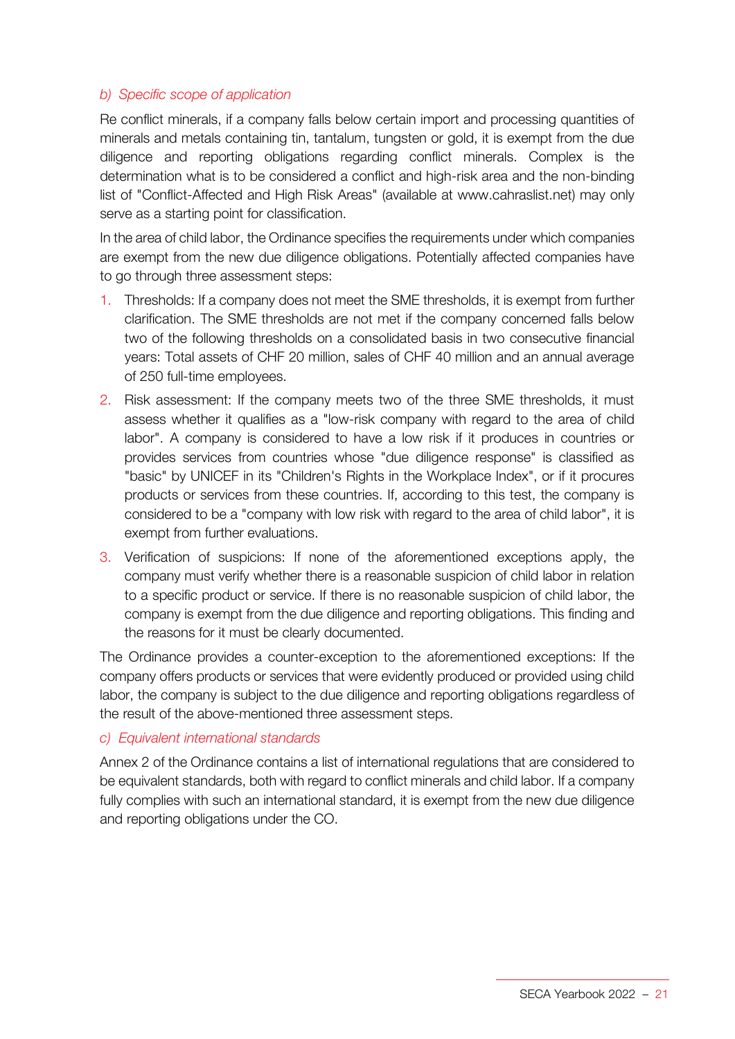### *b) Specific scope of application*

Re conflict minerals, if a company falls below certain import and processing quantities of minerals and metals containing tin, tantalum, tungsten or gold, it is exempt from the due diligence and reporting obligations regarding conflict minerals. Complex is the determination what is to be considered a conflict and high-risk area and the non-binding list of "Conflict-Affected and High Risk Areas" (available at www.cahraslist.net) may only serve as a starting point for classification.

In the area of child labor, the Ordinance specifies the requirements under which companies are exempt from the new due diligence obligations. Potentially affected companies have to go through three assessment steps:

1. Thresholds: If a company does not meet the SME thresholds, it is exempt from further clarification. The SME thresholds are not met if the company concerned falls below two of the following thresholds on a consolidated basis in two consecutive financial years: Total assets of CHF 20 million, sales of CHF 40 million and an annual average of 250 full-time employees.
2. Risk assessment: If the company meets two of the three SME thresholds, it must assess whether it qualifies as a "low-risk company with regard to the area of child labor". A company is considered to have a low risk if it produces in countries or provides services from countries whose "due diligence response" is classified as "basic" by UNICEF in its "Children's Rights in the Workplace Index", or if it procures products or services from these countries. If, according to this test, the company is considered to be a "company with low risk with regard to the area of child labor", it is exempt from further evaluations.
3. Verification of suspicions: If none of the aforementioned exceptions apply, the company must verify whether there is a reasonable suspicion of child labor in relation to a specific product or service. If there is no reasonable suspicion of child labor, the company is exempt from the due diligence and reporting obligations. This finding and the reasons for it must be clearly documented.

The Ordinance provides a counter-exception to the aforementioned exceptions: If the company offers products or services that were evidently produced or provided using child labor, the company is subject to the due diligence and reporting obligations regardless of the result of the above-mentioned three assessment steps.

### *c) Equivalent international standards*

Annex 2 of the Ordinance contains a list of international regulations that are considered to be equivalent standards, both with regard to conflict minerals and child labor. If a company fully complies with such an international standard, it is exempt from the new due diligence and reporting obligations under the CO.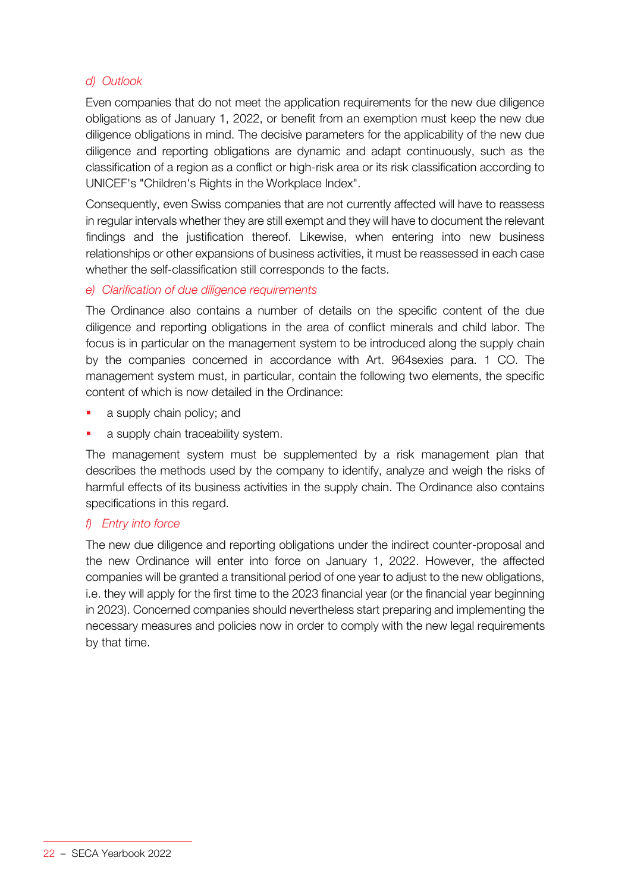### *d) Outlook*

Even companies that do not meet the application requirements for the new due diligence obligations as of January 1, 2022, or benefit from an exemption must keep the new due diligence obligations in mind. The decisive parameters for the applicability of the new due diligence and reporting obligations are dynamic and adapt continuously, such as the classification of a region as a conflict or high-risk area or its risk classification according to UNICEF's "Children's Rights in the Workplace Index".

Consequently, even Swiss companies that are not currently affected will have to reassess in regular intervals whether they are still exempt and they will have to document the relevant findings and the justification thereof. Likewise, when entering into new business relationships or other expansions of business activities, it must be reassessed in each case whether the self-classification still corresponds to the facts.

### *e) Clarification of due diligence requirements*

The Ordinance also contains a number of details on the specific content of the due diligence and reporting obligations in the area of conflict minerals and child labor. The focus is in particular on the management system to be introduced along the supply chain by the companies concerned in accordance with Art. 964sexies para. 1 CO. The management system must, in particular, contain the following two elements, the specific content of which is now detailed in the Ordinance:

- a supply chain policy; and
- a supply chain traceability system.

The management system must be supplemented by a risk management plan that describes the methods used by the company to identify, analyze and weigh the risks of harmful effects of its business activities in the supply chain. The Ordinance also contains specifications in this regard.

### *f) Entry into force*

The new due diligence and reporting obligations under the indirect counter-proposal and the new Ordinance will enter into force on January 1, 2022. However, the affected companies will be granted a transitional period of one year to adjust to the new obligations, i.e. they will apply for the first time to the 2023 financial year (or the financial year beginning in 2023). Concerned companies should nevertheless start preparing and implementing the necessary measures and policies now in order to comply with the new legal requirements by that time.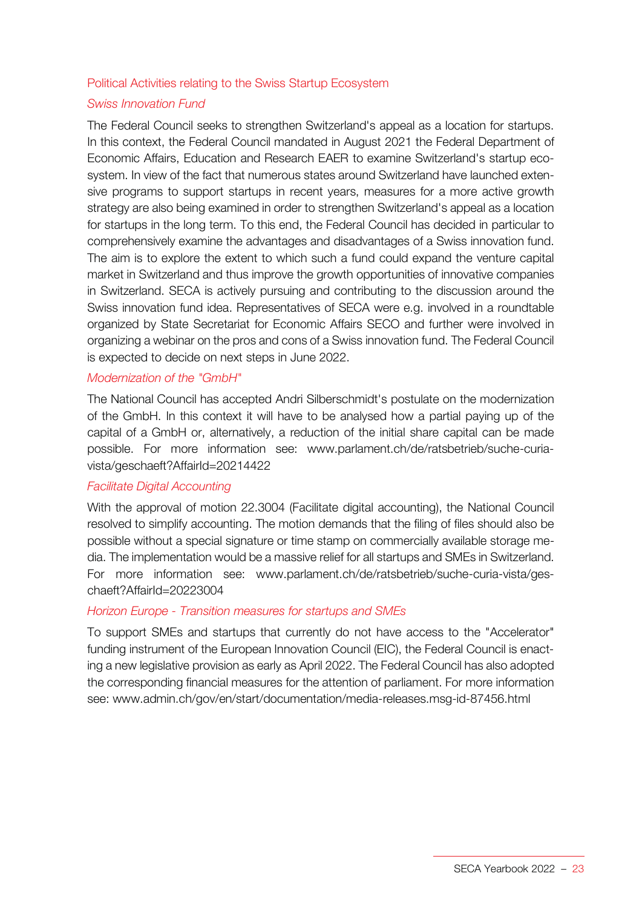## Political Activities relating to the Swiss Startup Ecosystem

### *Swiss Innovation Fund*

The Federal Council seeks to strengthen Switzerland's appeal as a location for startups. In this context, the Federal Council mandated in August 2021 the Federal Department of Economic Affairs, Education and Research EAER to examine Switzerland's startup ecosystem. In view of the fact that numerous states around Switzerland have launched extensive programs to support startups in recent years, measures for a more active growth strategy are also being examined in order to strengthen Switzerland's appeal as a location for startups in the long term. To this end, the Federal Council has decided in particular to comprehensively examine the advantages and disadvantages of a Swiss innovation fund. The aim is to explore the extent to which such a fund could expand the venture capital market in Switzerland and thus improve the growth opportunities of innovative companies in Switzerland. SECA is actively pursuing and contributing to the discussion around the Swiss innovation fund idea. Representatives of SECA were e.g. involved in a roundtable organized by State Secretariat for Economic Affairs SECO and further were involved in organizing a webinar on the pros and cons of a Swiss innovation fund. The Federal Council is expected to decide on next steps in June 2022.

### *Modernization of the "GmbH"*

The National Council has accepted Andri Silberschmidt's postulate on the modernization of the GmbH. In this context it will have to be analysed how a partial paying up of the capital of a GmbH or, alternatively, a reduction of the initial share capital can be made possible. For more information see: www.parlament.ch/de/ratsbetrieb/suche-curia-vista/geschaeft?AffairId=20214422

### *Facilitate Digital Accounting*

With the approval of motion 22.3004 (Facilitate digital accounting), the National Council resolved to simplify accounting. The motion demands that the filing of files should also be possible without a special signature or time stamp on commercially available storage media. The implementation would be a massive relief for all startups and SMEs in Switzerland. For more information see: www.parlament.ch/de/ratsbetrieb/suche-curia-vista/geschaeft?AffairId=20223004

### *Horizon Europe - Transition measures for startups and SMEs*

To support SMEs and startups that currently do not have access to the "Accelerator" funding instrument of the European Innovation Council (EIC), the Federal Council is enacting a new legislative provision as early as April 2022. The Federal Council has also adopted the corresponding financial measures for the attention of parliament. For more information see: www.admin.ch/gov/en/start/documentation/media-releases.msg-id-87456.html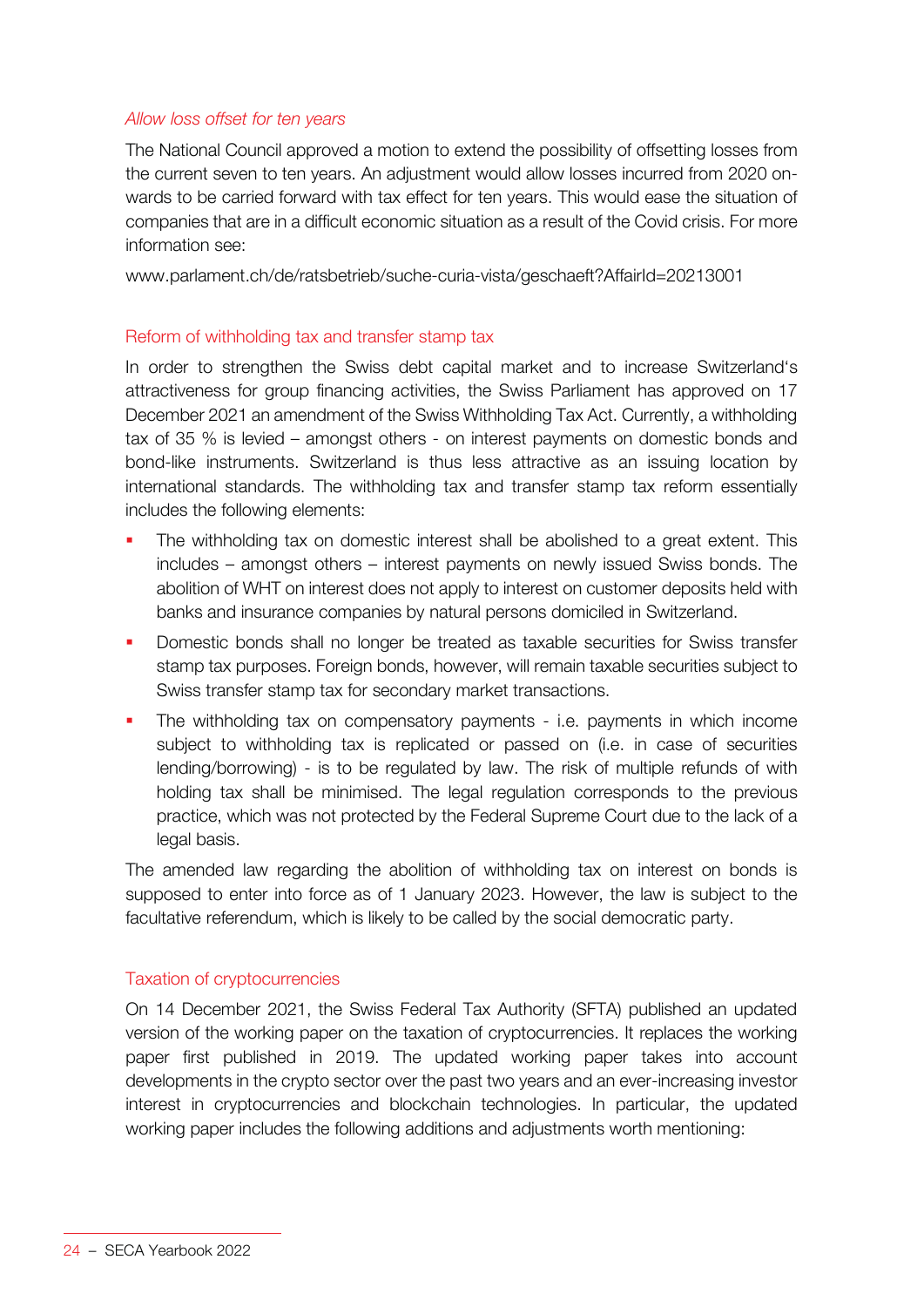*Allow loss offset for ten years*

The National Council approved a motion to extend the possibility of offsetting losses from the current seven to ten years. An adjustment would allow losses incurred from 2020 onwards to be carried forward with tax effect for ten years. This would ease the situation of companies that are in a difficult economic situation as a result of the Covid crisis. For more information see:

www.parlament.ch/de/ratsbetrieb/suche-curia-vista/geschaeft?AffairId=20213001

## Reform of withholding tax and transfer stamp tax

In order to strengthen the Swiss debt capital market and to increase Switzerland's attractiveness for group financing activities, the Swiss Parliament has approved on 17 December 2021 an amendment of the Swiss Withholding Tax Act. Currently, a withholding tax of 35 % is levied – amongst others - on interest payments on domestic bonds and bond-like instruments. Switzerland is thus less attractive as an issuing location by international standards. The withholding tax and transfer stamp tax reform essentially includes the following elements:

- The withholding tax on domestic interest shall be abolished to a great extent. This includes – amongst others – interest payments on newly issued Swiss bonds. The abolition of WHT on interest does not apply to interest on customer deposits held with banks and insurance companies by natural persons domiciled in Switzerland.
- Domestic bonds shall no longer be treated as taxable securities for Swiss transfer stamp tax purposes. Foreign bonds, however, will remain taxable securities subject to Swiss transfer stamp tax for secondary market transactions.
- The withholding tax on compensatory payments - i.e. payments in which income subject to withholding tax is replicated or passed on (i.e. in case of securities lending/borrowing) - is to be regulated by law. The risk of multiple refunds of with holding tax shall be minimised. The legal regulation corresponds to the previous practice, which was not protected by the Federal Supreme Court due to the lack of a legal basis.

The amended law regarding the abolition of withholding tax on interest on bonds is supposed to enter into force as of 1 January 2023. However, the law is subject to the facultative referendum, which is likely to be called by the social democratic party.

## Taxation of cryptocurrencies

On 14 December 2021, the Swiss Federal Tax Authority (SFTA) published an updated version of the working paper on the taxation of cryptocurrencies. It replaces the working paper first published in 2019. The updated working paper takes into account developments in the crypto sector over the past two years and an ever-increasing investor interest in cryptocurrencies and blockchain technologies. In particular, the updated working paper includes the following additions and adjustments worth mentioning: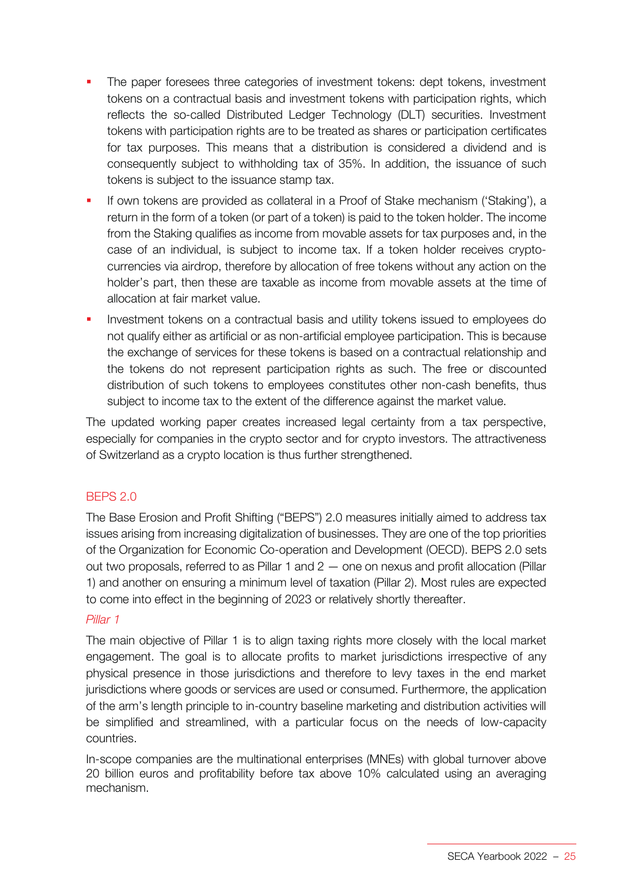- The paper foresees three categories of investment tokens: dept tokens, investment tokens on a contractual basis and investment tokens with participation rights, which reflects the so-called Distributed Ledger Technology (DLT) securities. Investment tokens with participation rights are to be treated as shares or participation certificates for tax purposes. This means that a distribution is considered a dividend and is consequently subject to withholding tax of 35%. In addition, the issuance of such tokens is subject to the issuance stamp tax.
- If own tokens are provided as collateral in a Proof of Stake mechanism ('Staking'), a return in the form of a token (or part of a token) is paid to the token holder. The income from the Staking qualifies as income from movable assets for tax purposes and, in the case of an individual, is subject to income tax. If a token holder receives crypto-currencies via airdrop, therefore by allocation of free tokens without any action on the holder's part, then these are taxable as income from movable assets at the time of allocation at fair market value.
- Investment tokens on a contractual basis and utility tokens issued to employees do not qualify either as artificial or as non-artificial employee participation. This is because the exchange of services for these tokens is based on a contractual relationship and the tokens do not represent participation rights as such. The free or discounted distribution of such tokens to employees constitutes other non-cash benefits, thus subject to income tax to the extent of the difference against the market value.

The updated working paper creates increased legal certainty from a tax perspective, especially for companies in the crypto sector and for crypto investors. The attractiveness of Switzerland as a crypto location is thus further strengthened.

## BEPS 2.0

The Base Erosion and Profit Shifting ("BEPS") 2.0 measures initially aimed to address tax issues arising from increasing digitalization of businesses. They are one of the top priorities of the Organization for Economic Co-operation and Development (OECD). BEPS 2.0 sets out two proposals, referred to as Pillar 1 and 2 — one on nexus and profit allocation (Pillar 1) and another on ensuring a minimum level of taxation (Pillar 2). Most rules are expected to come into effect in the beginning of 2023 or relatively shortly thereafter.

### *Pillar 1*

The main objective of Pillar 1 is to align taxing rights more closely with the local market engagement. The goal is to allocate profits to market jurisdictions irrespective of any physical presence in those jurisdictions and therefore to levy taxes in the end market jurisdictions where goods or services are used or consumed. Furthermore, the application of the arm's length principle to in-country baseline marketing and distribution activities will be simplified and streamlined, with a particular focus on the needs of low-capacity countries.

In-scope companies are the multinational enterprises (MNEs) with global turnover above 20 billion euros and profitability before tax above 10% calculated using an averaging mechanism.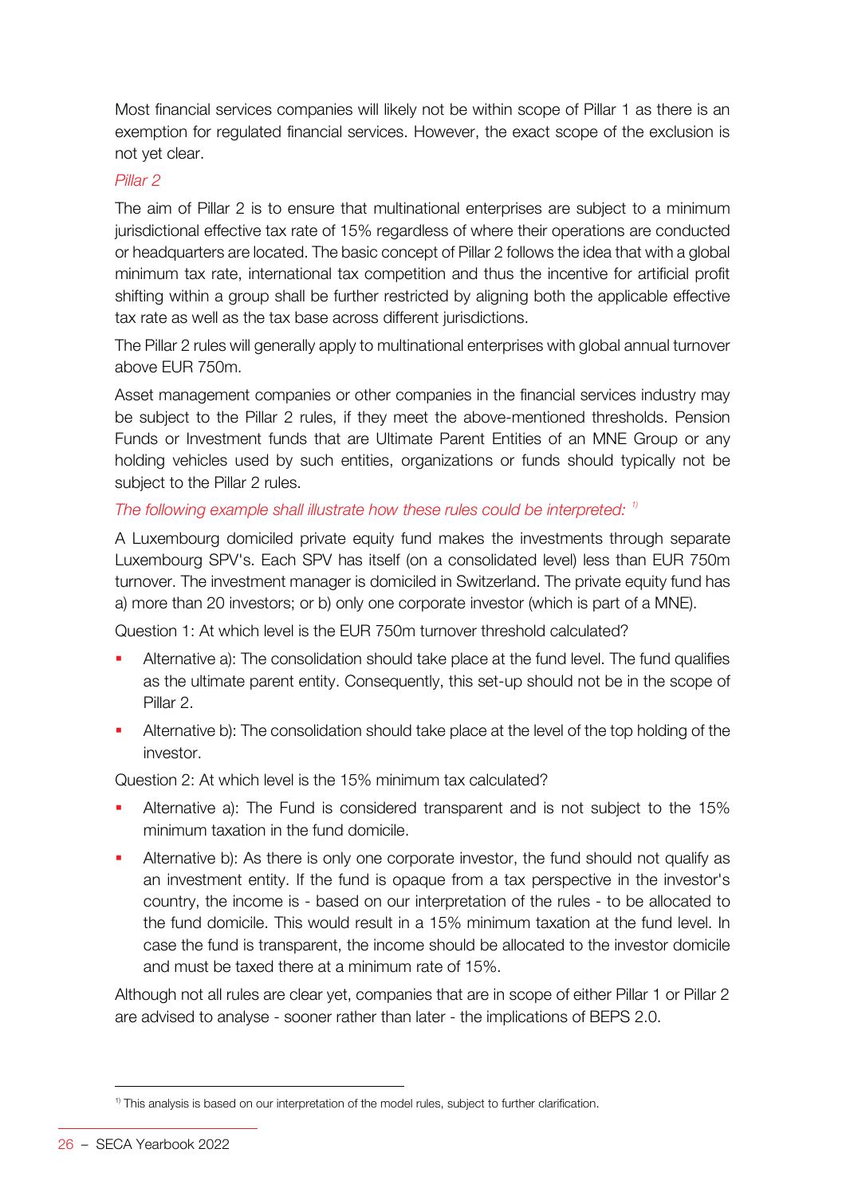Most financial services companies will likely not be within scope of Pillar 1 as there is an exemption for regulated financial services. However, the exact scope of the exclusion is not yet clear.

*Pillar 2*

The aim of Pillar 2 is to ensure that multinational enterprises are subject to a minimum jurisdictional effective tax rate of 15% regardless of where their operations are conducted or headquarters are located. The basic concept of Pillar 2 follows the idea that with a global minimum tax rate, international tax competition and thus the incentive for artificial profit shifting within a group shall be further restricted by aligning both the applicable effective tax rate as well as the tax base across different jurisdictions.

The Pillar 2 rules will generally apply to multinational enterprises with global annual turnover above EUR 750m.

Asset management companies or other companies in the financial services industry may be subject to the Pillar 2 rules, if they meet the above-mentioned thresholds. Pension Funds or Investment funds that are Ultimate Parent Entities of an MNE Group or any holding vehicles used by such entities, organizations or funds should typically not be subject to the Pillar 2 rules.

*The following example shall illustrate how these rules could be interpreted:* [1)]

A Luxembourg domiciled private equity fund makes the investments through separate Luxembourg SPV's. Each SPV has itself (on a consolidated level) less than EUR 750m turnover. The investment manager is domiciled in Switzerland. The private equity fund has a) more than 20 investors; or b) only one corporate investor (which is part of a MNE).

Question 1: At which level is the EUR 750m turnover threshold calculated?

- Alternative a): The consolidation should take place at the fund level. The fund qualifies as the ultimate parent entity. Consequently, this set-up should not be in the scope of Pillar 2.
- Alternative b): The consolidation should take place at the level of the top holding of the investor.

Question 2: At which level is the 15% minimum tax calculated?

- Alternative a): The Fund is considered transparent and is not subject to the 15% minimum taxation in the fund domicile.
- Alternative b): As there is only one corporate investor, the fund should not qualify as an investment entity. If the fund is opaque from a tax perspective in the investor's country, the income is - based on our interpretation of the rules - to be allocated to the fund domicile. This would result in a 15% minimum taxation at the fund level. In case the fund is transparent, the income should be allocated to the investor domicile and must be taxed there at a minimum rate of 15%.

Although not all rules are clear yet, companies that are in scope of either Pillar 1 or Pillar 2 are advised to analyse - sooner rather than later - the implications of BEPS 2.0.

---

[1)] This analysis is based on our interpretation of the model rules, subject to further clarification.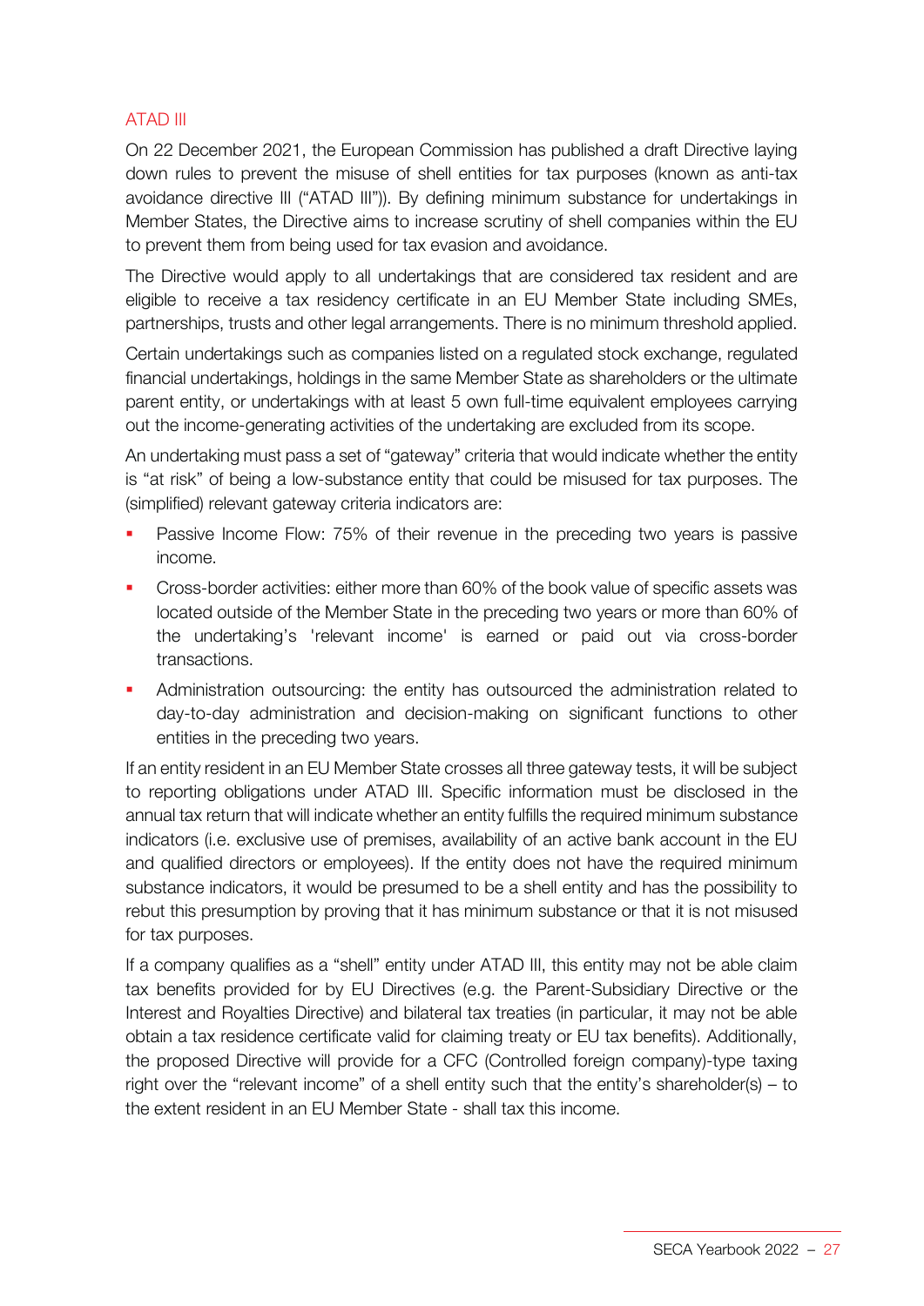## ATAD III

On 22 December 2021, the European Commission has published a draft Directive laying down rules to prevent the misuse of shell entities for tax purposes (known as anti-tax avoidance directive III ("ATAD III")). By defining minimum substance for undertakings in Member States, the Directive aims to increase scrutiny of shell companies within the EU to prevent them from being used for tax evasion and avoidance.

The Directive would apply to all undertakings that are considered tax resident and are eligible to receive a tax residency certificate in an EU Member State including SMEs, partnerships, trusts and other legal arrangements. There is no minimum threshold applied.

Certain undertakings such as companies listed on a regulated stock exchange, regulated financial undertakings, holdings in the same Member State as shareholders or the ultimate parent entity, or undertakings with at least 5 own full-time equivalent employees carrying out the income-generating activities of the undertaking are excluded from its scope.

An undertaking must pass a set of "gateway" criteria that would indicate whether the entity is "at risk" of being a low-substance entity that could be misused for tax purposes. The (simplified) relevant gateway criteria indicators are:

- Passive Income Flow: 75% of their revenue in the preceding two years is passive income.
- Cross-border activities: either more than 60% of the book value of specific assets was located outside of the Member State in the preceding two years or more than 60% of the undertaking's 'relevant income' is earned or paid out via cross-border transactions.
- Administration outsourcing: the entity has outsourced the administration related to day-to-day administration and decision-making on significant functions to other entities in the preceding two years.

If an entity resident in an EU Member State crosses all three gateway tests, it will be subject to reporting obligations under ATAD III. Specific information must be disclosed in the annual tax return that will indicate whether an entity fulfills the required minimum substance indicators (i.e. exclusive use of premises, availability of an active bank account in the EU and qualified directors or employees). If the entity does not have the required minimum substance indicators, it would be presumed to be a shell entity and has the possibility to rebut this presumption by proving that it has minimum substance or that it is not misused for tax purposes.

If a company qualifies as a "shell" entity under ATAD III, this entity may not be able claim tax benefits provided for by EU Directives (e.g. the Parent-Subsidiary Directive or the Interest and Royalties Directive) and bilateral tax treaties (in particular, it may not be able obtain a tax residence certificate valid for claiming treaty or EU tax benefits). Additionally, the proposed Directive will provide for a CFC (Controlled foreign company)-type taxing right over the "relevant income" of a shell entity such that the entity's shareholder(s) – to the extent resident in an EU Member State - shall tax this income.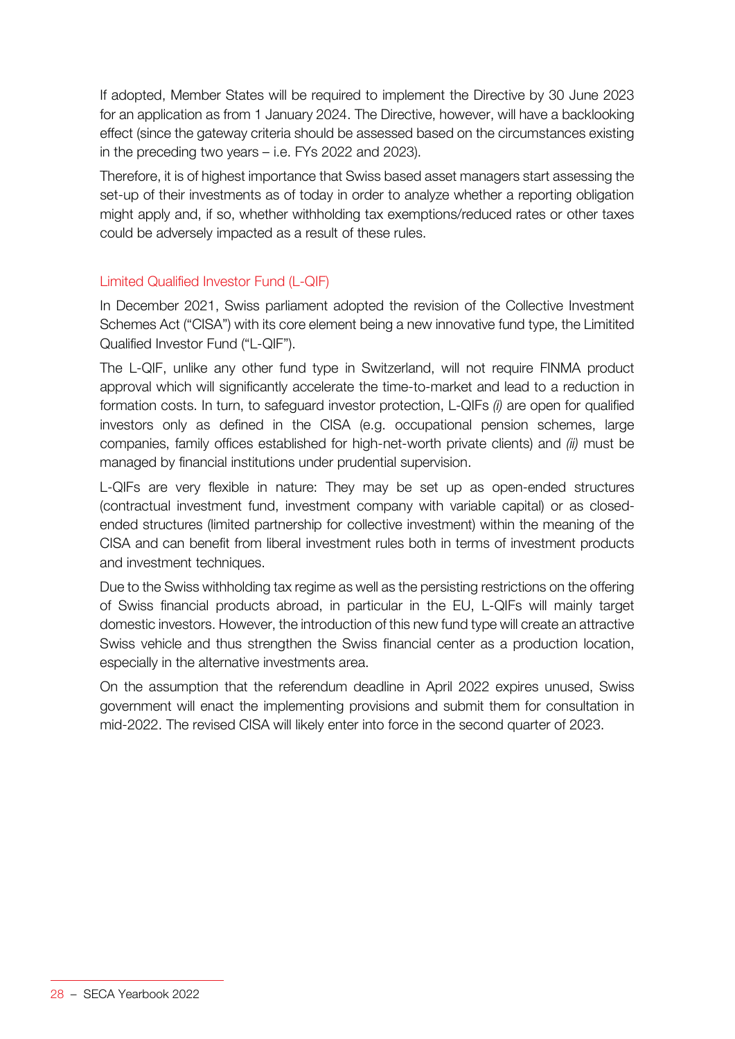If adopted, Member States will be required to implement the Directive by 30 June 2023 for an application as from 1 January 2024. The Directive, however, will have a backlooking effect (since the gateway criteria should be assessed based on the circumstances existing in the preceding two years – i.e. FYs 2022 and 2023).

Therefore, it is of highest importance that Swiss based asset managers start assessing the set-up of their investments as of today in order to analyze whether a reporting obligation might apply and, if so, whether withholding tax exemptions/reduced rates or other taxes could be adversely impacted as a result of these rules.

### Limited Qualified Investor Fund (L-QIF)

In December 2021, Swiss parliament adopted the revision of the Collective Investment Schemes Act ("CISA") with its core element being a new innovative fund type, the Limitited Qualified Investor Fund ("L-QIF").

The L-QIF, unlike any other fund type in Switzerland, will not require FINMA product approval which will significantly accelerate the time-to-market and lead to a reduction in formation costs. In turn, to safeguard investor protection, L-QIFs *(i)* are open for qualified investors only as defined in the CISA (e.g. occupational pension schemes, large companies, family offices established for high-net-worth private clients) and *(ii)* must be managed by financial institutions under prudential supervision.

L-QIFs are very flexible in nature: They may be set up as open-ended structures (contractual investment fund, investment company with variable capital) or as closed-ended structures (limited partnership for collective investment) within the meaning of the CISA and can benefit from liberal investment rules both in terms of investment products and investment techniques.

Due to the Swiss withholding tax regime as well as the persisting restrictions on the offering of Swiss financial products abroad, in particular in the EU, L-QIFs will mainly target domestic investors. However, the introduction of this new fund type will create an attractive Swiss vehicle and thus strengthen the Swiss financial center as a production location, especially in the alternative investments area.

On the assumption that the referendum deadline in April 2022 expires unused, Swiss government will enact the implementing provisions and submit them for consultation in mid-2022. The revised CISA will likely enter into force in the second quarter of 2023.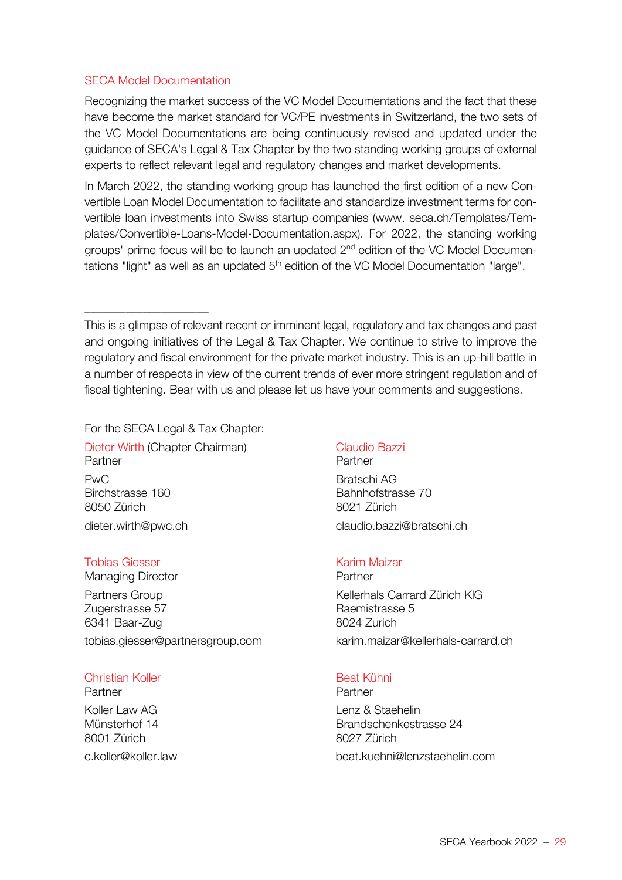### SECA Model Documentation

Recognizing the market success of the VC Model Documentations and the fact that these have become the market standard for VC/PE investments in Switzerland, the two sets of the VC Model Documentations are being continuously revised and updated under the guidance of SECA's Legal & Tax Chapter by the two standing working groups of external experts to reflect relevant legal and regulatory changes and market developments.

In March 2022, the standing working group has launched the first edition of a new Convertible Loan Model Documentation to facilitate and standardize investment terms for convertible loan investments into Swiss startup companies (www. seca.ch/Templates/Templates/Convertible-Loans-Model-Documentation.aspx). For 2022, the standing working groups' prime focus will be to launch an updated 2nd edition of the VC Model Documentations "light" as well as an updated 5th edition of the VC Model Documentation "large".

---

This is a glimpse of relevant recent or imminent legal, regulatory and tax changes and past and ongoing initiatives of the Legal & Tax Chapter. We continue to strive to improve the regulatory and fiscal environment for the private market industry. This is an up-hill battle in a number of respects in view of the current trends of ever more stringent regulation and of fiscal tightening. Bear with us and please let us have your comments and suggestions.

For the SECA Legal & Tax Chapter:

Dieter Wirth (Chapter Chairman)
Partner
PwC
Birchstrasse 160
8050 Zürich
dieter.wirth@pwc.ch

Claudio Bazzi
Partner
Bratschi AG
Bahnhofstrasse 70
8021 Zürich
claudio.bazzi@bratschi.ch

Tobias Giesser
Managing Director
Partners Group
Zugerstrasse 57
6341 Baar-Zug
tobias.giesser@partnersgroup.com

Karim Maizar
Partner
Kellerhals Carrard Zürich KlG
Raemistrasse 5
8024 Zurich
karim.maizar@kellerhals-carrard.ch

Christian Koller
Partner
Koller Law AG
Münsterhof 14
8001 Zürich
c.koller@koller.law

Beat Kühni
Partner
Lenz & Staehelin
Brandschenkestrasse 24
8027 Zürich
beat.kuehni@lenzstaehelin.com